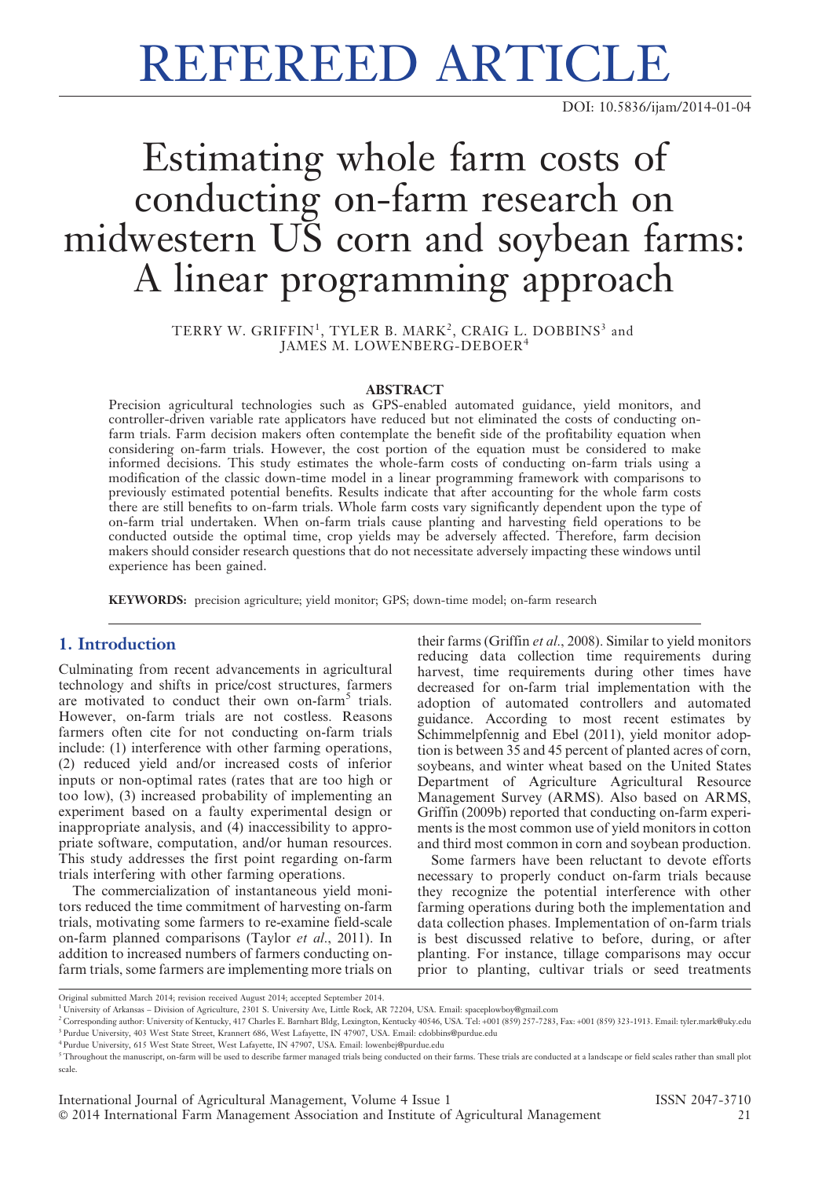# REFEREED ARTICLE

DOI: 10.5836/ijam/2014-01-04

# Estimating whole farm costs of conducting on-farm research on midwestern US corn and soybean farms: A linear programming approach

TERRY W. GRIFFIN[1], TYLER B. MARK[2], CRAIG L. DOBBINS[3] and JAMES M. LOWENBERG-DEBOER[4]

### ABSTRACT

Precision agricultural technologies such as GPS-enabled automated guidance, yield monitors, and controller-driven variable rate applicators have reduced but not eliminated the costs of conducting on-farm trials. Farm decision makers often contemplate the benefit side of the profitability equation when considering on-farm trials. However, the cost portion of the equation must be considered to make informed decisions. This study estimates the whole-farm costs of conducting on-farm trials using a modification of the classic down-time model in a linear programming framework with comparisons to previously estimated potential benefits. Results indicate that after accounting for the whole farm costs there are still benefits to on-farm trials. Whole farm costs vary significantly dependent upon the type of on-farm trial undertaken. When on-farm trials cause planting and harvesting field operations to be conducted outside the optimal time, crop yields may be adversely affected. Therefore, farm decision makers should consider research questions that do not necessitate adversely impacting these windows until experience has been gained.

**KEYWORDS:** precision agriculture; yield monitor; GPS; down-time model; on-farm research

## 1. Introduction

Culminating from recent advancements in agricultural technology and shifts in price/cost structures, farmers are motivated to conduct their own on-farm[5] trials. However, on-farm trials are not costless. Reasons farmers often cite for not conducting on-farm trials include: (1) interference with other farming operations, (2) reduced yield and/or increased costs of inferior inputs or non-optimal rates (rates that are too high or too low), (3) increased probability of implementing an experiment based on a faulty experimental design or inappropriate analysis, and (4) inaccessibility to appropriate software, computation, and/or human resources. This study addresses the first point regarding on-farm trials interfering with other farming operations.

The commercialization of instantaneous yield monitors reduced the time commitment of harvesting on-farm trials, motivating some farmers to re-examine field-scale on-farm planned comparisons (Taylor *et al.*, 2011). In addition to increased numbers of farmers conducting on-farm trials, some farmers are implementing more trials on their farms (Griffin *et al.*, 2008). Similar to yield monitors reducing data collection time requirements during harvest, time requirements during other times have decreased for on-farm trial implementation with the adoption of automated controllers and automated guidance. According to most recent estimates by Schimmelpfennig and Ebel (2011), yield monitor adoption is between 35 and 45 percent of planted acres of corn, soybeans, and winter wheat based on the United States Department of Agriculture Agricultural Resource Management Survey (ARMS). Also based on ARMS, Griffin (2009b) reported that conducting on-farm experiments is the most common use of yield monitors in cotton and third most common in corn and soybean production.

Some farmers have been reluctant to devote efforts necessary to properly conduct on-farm trials because they recognize the potential interference with other farming operations during both the implementation and data collection phases. Implementation of on-farm trials is best discussed relative to before, during, or after planting. For instance, tillage comparisons may occur prior to planting, cultivar trials or seed treatments

Original submitted March 2014; revision received August 2014; accepted September 2014.

[1] University of Arkansas – Division of Agriculture, 2301 S. University Ave, Little Rock, AR 72204, USA. Email: spaceplowboy@gmail.com

[2] Corresponding author: University of Kentucky, 417 Charles E. Barnhart Bldg, Lexington, Kentucky 40546, USA. Tel: +001 (859) 257-7283, Fax: +001 (859) 323-1913. Email: tyler.mark@uky.edu

[3] Purdue University, 403 West State Street, Krannert 686, West Lafayette, IN 47907, USA. Email: cdobbins@purdue.edu

[4] Purdue University, 615 West State Street, West Lafayette, IN 47907, USA. Email: lowenbej@purdue.edu

[5] Throughout the manuscript, on-farm will be used to describe farmer managed trials being conducted on their farms. These trials are conducted at a landscape or field scales rather than small plot scale.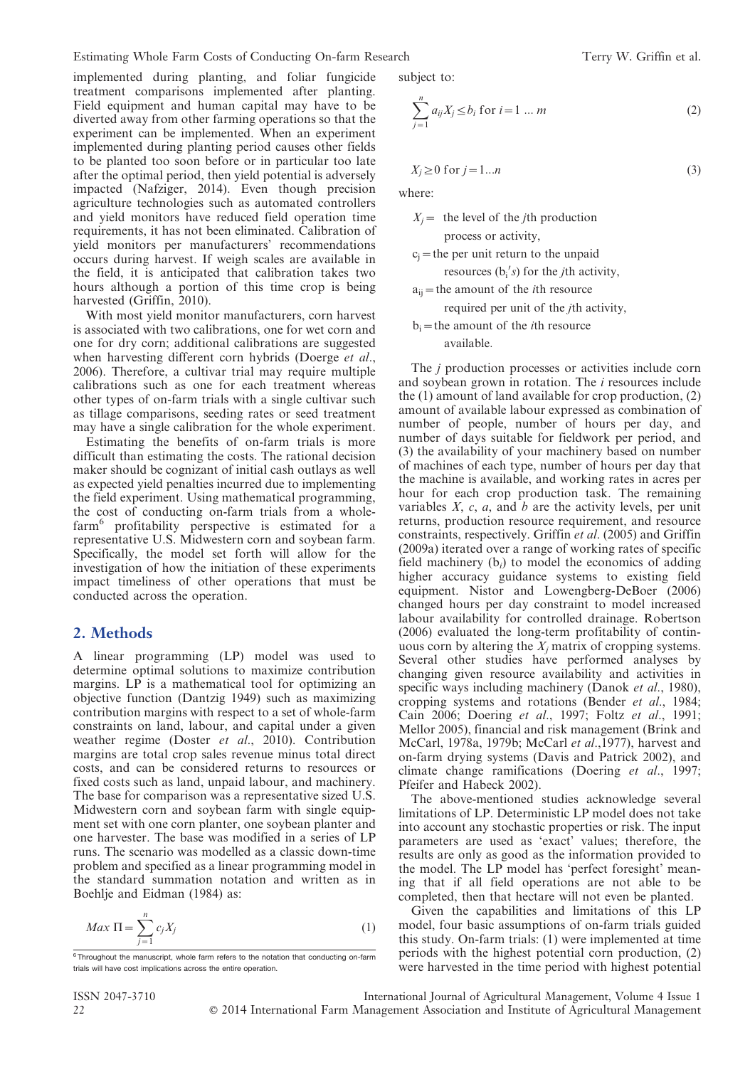implemented during planting, and foliar fungicide treatment comparisons implemented after planting. Field equipment and human capital may have to be diverted away from other farming operations so that the experiment can be implemented. When an experiment implemented during planting period causes other fields to be planted too soon before or in particular too late after the optimal period, then yield potential is adversely impacted (Nafziger, 2014). Even though precision agriculture technologies such as automated controllers and yield monitors have reduced field operation time requirements, it has not been eliminated. Calibration of yield monitors per manufacturers' recommendations occurs during harvest. If weigh scales are available in the field, it is anticipated that calibration takes two hours although a portion of this time crop is being harvested (Griffin, 2010).

With most yield monitor manufacturers, corn harvest is associated with two calibrations, one for wet corn and one for dry corn; additional calibrations are suggested when harvesting different corn hybrids (Doerge *et al*., 2006). Therefore, a cultivar trial may require multiple calibrations such as one for each treatment whereas other types of on-farm trials with a single cultivar such as tillage comparisons, seeding rates or seed treatment may have a single calibration for the whole experiment.

Estimating the benefits of on-farm trials is more difficult than estimating the costs. The rational decision maker should be cognizant of initial cash outlays as well as expected yield penalties incurred due to implementing the field experiment. Using mathematical programming, the cost of conducting on-farm trials from a whole-farm[6] profitability perspective is estimated for a representative U.S. Midwestern corn and soybean farm. Specifically, the model set forth will allow for the investigation of how the initiation of these experiments impact timeliness of other operations that must be conducted across the operation.

## 2. Methods

A linear programming (LP) model was used to determine optimal solutions to maximize contribution margins. LP is a mathematical tool for optimizing an objective function (Dantzig 1949) such as maximizing contribution margins with respect to a set of whole-farm constraints on land, labour, and capital under a given weather regime (Doster *et al*., 2010). Contribution margins are total crop sales revenue minus total direct costs, and can be considered returns to resources or fixed costs such as land, unpaid labour, and machinery. The base for comparison was a representative sized U.S. Midwestern corn and soybean farm with single equipment set with one corn planter, one soybean planter and one harvester. The base was modified in a series of LP runs. The scenario was modelled as a classic down-time problem and specified as a linear programming model in the standard summation notation and written as in Boehlje and Eidman (1984) as:

$$Max\ \Pi = \sum_{j=1}^{n} c_j X_j \tag{1}$$

[6] Throughout the manuscript, whole farm refers to the notation that conducting on-farm trials will have cost implications across the entire operation.

subject to:

$$\sum_{j=1}^{n} a_{ij} X_j \leq b_i \text{ for } i = 1 \ldots m \tag{2}$$

$$X_j \geq 0 \text{ for } j = 1 \ldots n \tag{3}$$

where:

$X_j$ = the level of the *j*th production process or activity,
$c_j$ = the per unit return to the unpaid resources ($b_i$'s) for the *j*th activity,
$a_{ij}$ = the amount of the *i*th resource required per unit of the *j*th activity,
$b_i$ = the amount of the *i*th resource available.

The *j* production processes or activities include corn and soybean grown in rotation. The *i* resources include the (1) amount of land available for crop production, (2) amount of available labour expressed as combination of number of people, number of hours per day, and number of days suitable for fieldwork per period, and (3) the availability of your machinery based on number of machines of each type, number of hours per day that the machine is available, and working rates in acres per hour for each crop production task. The remaining variables *X*, *c*, *a*, and *b* are the activity levels, per unit returns, production resource requirement, and resource constraints, respectively. Griffin *et al*. (2005) and Griffin (2009a) iterated over a range of working rates of specific field machinery ($b_i$) to model the economics of adding higher accuracy guidance systems to existing field equipment. Nistor and Lowengberg-DeBoer (2006) changed hours per day constraint to model increased labour availability for controlled drainage. Robertson (2006) evaluated the long-term profitability of continuous corn by altering the $X_j$ matrix of cropping systems. Several other studies have performed analyses by changing given resource availability and activities in specific ways including machinery (Danok *et al*., 1980), cropping systems and rotations (Bender *et al*., 1984; Cain 2006; Doering *et al*., 1997; Foltz *et al*., 1991; Mellor 2005), financial and risk management (Brink and McCarl, 1978a, 1979b; McCarl *et al*.,1977), harvest and on-farm drying systems (Davis and Patrick 2002), and climate change ramifications (Doering *et al*., 1997; Pfeifer and Habeck 2002).

The above-mentioned studies acknowledge several limitations of LP. Deterministic LP model does not take into account any stochastic properties or risk. The input parameters are used as 'exact' values; therefore, the results are only as good as the information provided to the model. The LP model has 'perfect foresight' meaning that if all field operations are not able to be completed, then that hectare will not even be planted.

Given the capabilities and limitations of this LP model, four basic assumptions of on-farm trials guided this study. On-farm trials: (1) were implemented at time periods with the highest potential corn production, (2) were harvested in the time period with highest potential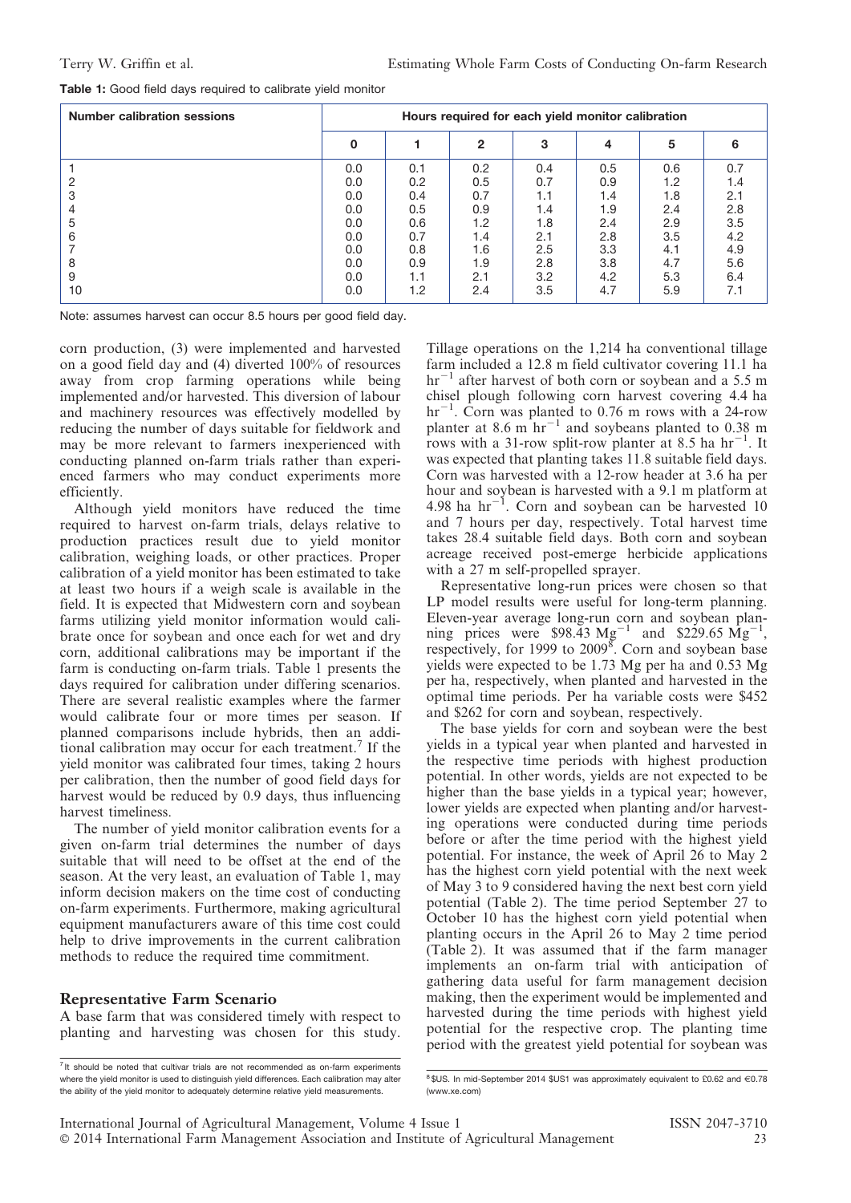**Table 1:** Good field days required to calibrate yield monitor

| Number calibration sessions | Hours required for each yield monitor calibration | | | | | | |
|---|---|---|---|---|---|---|---|
| | 0 | 1 | 2 | 3 | 4 | 5 | 6 |
| 1 | 0.0 | 0.1 | 0.2 | 0.4 | 0.5 | 0.6 | 0.7 |
| 2 | 0.0 | 0.2 | 0.5 | 0.7 | 0.9 | 1.2 | 1.4 |
| 3 | 0.0 | 0.4 | 0.7 | 1.1 | 1.4 | 1.8 | 2.1 |
| 4 | 0.0 | 0.5 | 0.9 | 1.4 | 1.9 | 2.4 | 2.8 |
| 5 | 0.0 | 0.6 | 1.2 | 1.8 | 2.4 | 2.9 | 3.5 |
| 6 | 0.0 | 0.7 | 1.4 | 2.1 | 2.8 | 3.5 | 4.2 |
| 7 | 0.0 | 0.8 | 1.6 | 2.5 | 3.3 | 4.1 | 4.9 |
| 8 | 0.0 | 0.9 | 1.9 | 2.8 | 3.8 | 4.7 | 5.6 |
| 9 | 0.0 | 1.1 | 2.1 | 3.2 | 4.2 | 5.3 | 6.4 |
| 10 | 0.0 | 1.2 | 2.4 | 3.5 | 4.7 | 5.9 | 7.1 |

Note: assumes harvest can occur 8.5 hours per good field day.

corn production, (3) were implemented and harvested on a good field day and (4) diverted 100% of resources away from crop farming operations while being implemented and/or harvested. This diversion of labour and machinery resources was effectively modelled by reducing the number of days suitable for fieldwork and may be more relevant to farmers inexperienced with conducting planned on-farm trials rather than experienced farmers who may conduct experiments more efficiently.

Although yield monitors have reduced the time required to harvest on-farm trials, delays relative to production practices result due to yield monitor calibration, weighing loads, or other practices. Proper calibration of a yield monitor has been estimated to take at least two hours if a weigh scale is available in the field. It is expected that Midwestern corn and soybean farms utilizing yield monitor information would calibrate once for soybean and once each for wet and dry corn, additional calibrations may be important if the farm is conducting on-farm trials. Table 1 presents the days required for calibration under differing scenarios. There are several realistic examples where the farmer would calibrate four or more times per season. If planned comparisons include hybrids, then an additional calibration may occur for each treatment.[7] If the yield monitor was calibrated four times, taking 2 hours per calibration, then the number of good field days for harvest would be reduced by 0.9 days, thus influencing harvest timeliness.

The number of yield monitor calibration events for a given on-farm trial determines the number of days suitable that will need to be offset at the end of the season. At the very least, an evaluation of Table 1, may inform decision makers on the time cost of conducting on-farm experiments. Furthermore, making agricultural equipment manufacturers aware of this time cost could help to drive improvements in the current calibration methods to reduce the required time commitment.

## Representative Farm Scenario

A base farm that was considered timely with respect to planting and harvesting was chosen for this study. Tillage operations on the 1,214 ha conventional tillage farm included a 12.8 m field cultivator covering 11.1 ha $hr^{-1}$ after harvest of both corn or soybean and a 5.5 m chisel plough following corn harvest covering 4.4 ha $hr^{-1}$. Corn was planted to 0.76 m rows with a 24-row planter at 8.6 m $hr^{-1}$ and soybeans planted to 0.38 m rows with a 31-row split-row planter at 8.5 ha $hr^{-1}$. It was expected that planting takes 11.8 suitable field days. Corn was harvested with a 12-row header at 3.6 ha per hour and soybean is harvested with a 9.1 m platform at 4.98 ha $hr^{-1}$. Corn and soybean can be harvested 10 and 7 hours per day, respectively. Total harvest time takes 28.4 suitable field days. Both corn and soybean acreage received post-emerge herbicide applications with a 27 m self-propelled sprayer.

Representative long-run prices were chosen so that LP model results were useful for long-term planning. Eleven-year average long-run corn and soybean planning prices were \$98.43 $Mg^{-1}$ and \$229.65 $Mg^{-1}$, respectively, for 1999 to 2009[8]. Corn and soybean base yields were expected to be 1.73 Mg per ha and 0.53 Mg per ha, respectively, when planted and harvested in the optimal time periods. Per ha variable costs were \$452 and \$262 for corn and soybean, respectively.

The base yields for corn and soybean were the best yields in a typical year when planted and harvested in the respective time periods with highest production potential. In other words, yields are not expected to be higher than the base yields in a typical year; however, lower yields are expected when planting and/or harvesting operations were conducted during time periods before or after the time period with the highest yield potential. For instance, the week of April 26 to May 2 has the highest corn yield potential with the next week of May 3 to 9 considered having the next best corn yield potential (Table 2). The time period September 27 to October 10 has the highest corn yield potential when planting occurs in the April 26 to May 2 time period (Table 2). It was assumed that if the farm manager implements an on-farm trial with anticipation of gathering data useful for farm management decision making, then the experiment would be implemented and harvested during the time periods with highest yield potential for the respective crop. The planting time period with the greatest yield potential for soybean was

[7] It should be noted that cultivar trials are not recommended as on-farm experiments where the yield monitor is used to distinguish yield differences. Each calibration may alter the ability of the yield monitor to adequately determine relative yield measurements.

[8] \$US. In mid-September 2014 \$US1 was approximately equivalent to £0.62 and €0.78 (www.xe.com)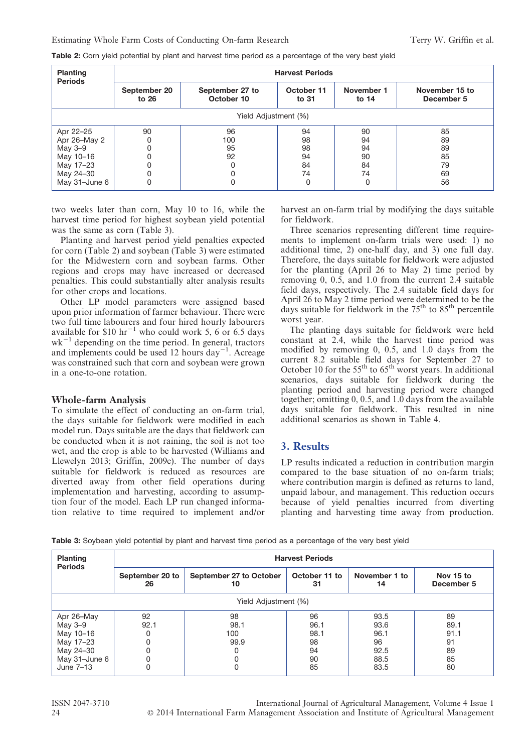**Table 2:** Corn yield potential by plant and harvest time period as a percentage of the very best yield

| Planting Periods | Harvest Periods | | | | |
|---|---|---|---|---|---|
| | September 20 to 26 | September 27 to October 10 | October 11 to 31 | November 1 to 14 | November 15 to December 5 |
| | Yield Adjustment (%) | | | | |
| Apr 22–25 | 90 | 96 | 94 | 90 | 85 |
| Apr 26–May 2 | 0 | 100 | 98 | 94 | 89 |
| May 3–9 | 0 | 95 | 98 | 94 | 89 |
| May 10–16 | 0 | 92 | 94 | 90 | 85 |
| May 17–23 | 0 | 0 | 84 | 84 | 79 |
| May 24–30 | 0 | 0 | 74 | 74 | 69 |
| May 31–June 6 | 0 | 0 | 0 | 0 | 56 |

two weeks later than corn, May 10 to 16, while the harvest time period for highest soybean yield potential was the same as corn (Table 3).

Planting and harvest period yield penalties expected for corn (Table 2) and soybean (Table 3) were estimated for the Midwestern corn and soybean farms. Other regions and crops may have increased or decreased penalties. This could substantially alter analysis results for other crops and locations.

Other LP model parameters were assigned based upon prior information of farmer behaviour. There were two full time labourers and four hired hourly labourers available for \$10 $hr^{-1}$ who could work 5, 6 or 6.5 days $wk^{-1}$ depending on the time period. In general, tractors and implements could be used 12 hours $day^{-1}$. Acreage was constrained such that corn and soybean were grown in a one-to-one rotation.

## Whole-farm Analysis

To simulate the effect of conducting an on-farm trial, the days suitable for fieldwork were modified in each model run. Days suitable are the days that fieldwork can be conducted when it is not raining, the soil is not too wet, and the crop is able to be harvested (Williams and Llewelyn 2013; Griffin, 2009c). The number of days suitable for fieldwork is reduced as resources are diverted away from other field operations during implementation and harvesting, according to assumption four of the model. Each LP run changed information relative to time required to implement and/or harvest an on-farm trial by modifying the days suitable for fieldwork.

Three scenarios representing different time requirements to implement on-farm trials were used: 1) no additional time, 2) one-half day, and 3) one full day. Therefore, the days suitable for fieldwork were adjusted for the planting (April 26 to May 2) time period by removing 0, 0.5, and 1.0 from the current 2.4 suitable field days, respectively. The 2.4 suitable field days for April 26 to May 2 time period were determined to be the days suitable for fieldwork in the 75th to 85th percentile worst year.

The planting days suitable for fieldwork were held constant at 2.4, while the harvest time period was modified by removing 0, 0.5, and 1.0 days from the current 8.2 suitable field days for September 27 to October 10 for the 55th to 65th worst years. In additional scenarios, days suitable for fieldwork during the planting period and harvesting period were changed together; omitting 0, 0.5, and 1.0 days from the available days suitable for fieldwork. This resulted in nine additional scenarios as shown in Table 4.

# 3. Results

LP results indicated a reduction in contribution margin compared to the base situation of no on-farm trials; where contribution margin is defined as returns to land, unpaid labour, and management. This reduction occurs because of yield penalties incurred from diverting planting and harvesting time away from production.

**Table 3:** Soybean yield potential by plant and harvest time period as a percentage of the very best yield

| Planting Periods | Harvest Periods | | | | |
|---|---|---|---|---|---|
| | September 20 to 26 | September 27 to October 10 | October 11 to 31 | November 1 to 14 | Nov 15 to December 5 |
| | Yield Adjustment (%) | | | | |
| Apr 26–May | 92 | 98 | 96 | 93.5 | 89 |
| May 3–9 | 92.1 | 98.1 | 96.1 | 93.6 | 89.1 |
| May 10–16 | 0 | 100 | 98.1 | 96.1 | 91.1 |
| May 17–23 | 0 | 99.9 | 98 | 96 | 91 |
| May 24–30 | 0 | 0 | 94 | 92.5 | 89 |
| May 31–June 6 | 0 | 0 | 90 | 88.5 | 85 |
| June 7–13 | 0 | 0 | 85 | 83.5 | 80 |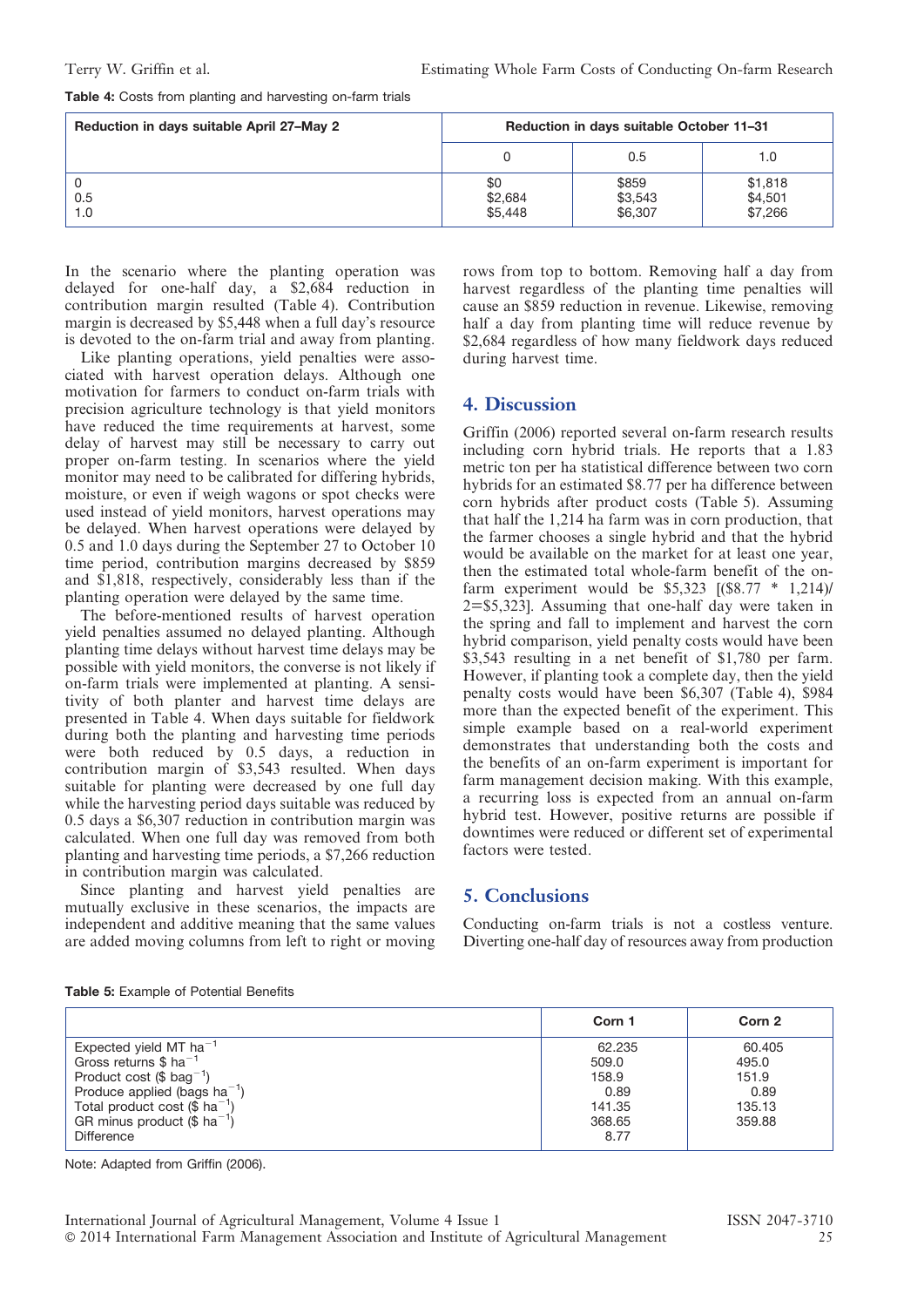**Table 4:** Costs from planting and harvesting on-farm trials

| Reduction in days suitable April 27–May 2 | Reduction in days suitable October 11–31 | | |
|---|---|---|---|
| | 0 | 0.5 | 1.0 |
| 0 | $0 | $859 | $1,818 |
| 0.5 | $2,684 | $3,543 | $4,501 |
| 1.0 | $5,448 | $6,307 | $7,266 |

In the scenario where the planting operation was delayed for one-half day, a $2,684 reduction in contribution margin resulted (Table 4). Contribution margin is decreased by $5,448 when a full day's resource is devoted to the on-farm trial and away from planting.

Like planting operations, yield penalties were associated with harvest operation delays. Although one motivation for farmers to conduct on-farm trials with precision agriculture technology is that yield monitors have reduced the time requirements at harvest, some delay of harvest may still be necessary to carry out proper on-farm testing. In scenarios where the yield monitor may need to be calibrated for differing hybrids, moisture, or even if weigh wagons or spot checks were used instead of yield monitors, harvest operations may be delayed. When harvest operations were delayed by 0.5 and 1.0 days during the September 27 to October 10 time period, contribution margins decreased by $859 and $1,818, respectively, considerably less than if the planting operation were delayed by the same time.

The before-mentioned results of harvest operation yield penalties assumed no delayed planting. Although planting time delays without harvest time delays may be possible with yield monitors, the converse is not likely if on-farm trials were implemented at planting. A sensitivity of both planter and harvest time delays are presented in Table 4. When days suitable for fieldwork during both the planting and harvesting time periods were both reduced by 0.5 days, a reduction in contribution margin of $3,543 resulted. When days suitable for planting were decreased by one full day while the harvesting period days suitable was reduced by 0.5 days a $6,307 reduction in contribution margin was calculated. When one full day was removed from both planting and harvesting time periods, a $7,266 reduction in contribution margin was calculated.

Since planting and harvest yield penalties are mutually exclusive in these scenarios, the impacts are independent and additive meaning that the same values are added moving columns from left to right or moving rows from top to bottom. Removing half a day from harvest regardless of the planting time penalties will cause an $859 reduction in revenue. Likewise, removing half a day from planting time will reduce revenue by $2,684 regardless of how many fieldwork days reduced during harvest time.

## 4. Discussion

Griffin (2006) reported several on-farm research results including corn hybrid trials. He reports that a 1.83 metric ton per ha statistical difference between two corn hybrids for an estimated $8.77 per ha difference between corn hybrids after product costs (Table 5). Assuming that half the 1,214 ha farm was in corn production, that the farmer chooses a single hybrid and that the hybrid would be available on the market for at least one year, then the estimated total whole-farm benefit of the on-farm experiment would be $5,323 [($8.77 * 1,214)/2=$5,323]. Assuming that one-half day were taken in the spring and fall to implement and harvest the corn hybrid comparison, yield penalty costs would have been $3,543 resulting in a net benefit of $1,780 per farm. However, if planting took a complete day, then the yield penalty costs would have been $6,307 (Table 4), $984 more than the expected benefit of the experiment. This simple example based on a real-world experiment demonstrates that understanding both the costs and the benefits of an on-farm experiment is important for farm management decision making. With this example, a recurring loss is expected from an annual on-farm hybrid test. However, positive returns are possible if downtimes were reduced or different set of experimental factors were tested.

## 5. Conclusions

Conducting on-farm trials is not a costless venture. Diverting one-half day of resources away from production

**Table 5:** Example of Potential Benefits

| | Corn 1 | Corn 2 |
|---|---|---|
| Expected yield MT ha$^{-1}$ | 62.235 | 60.405 |
| Gross returns \$ ha$^{-1}$ | 509.0 | 495.0 |
| Product cost (\$ bag$^{-1}$) | 158.9 | 151.9 |
| Produce applied (bags ha$^{-1}$) | 0.89 | 0.89 |
| Total product cost (\$ ha$^{-1}$) | 141.35 | 135.13 |
| GR minus product (\$ ha$^{-1}$) | 368.65 | 359.88 |
| Difference | 8.77 | |

Note: Adapted from Griffin (2006).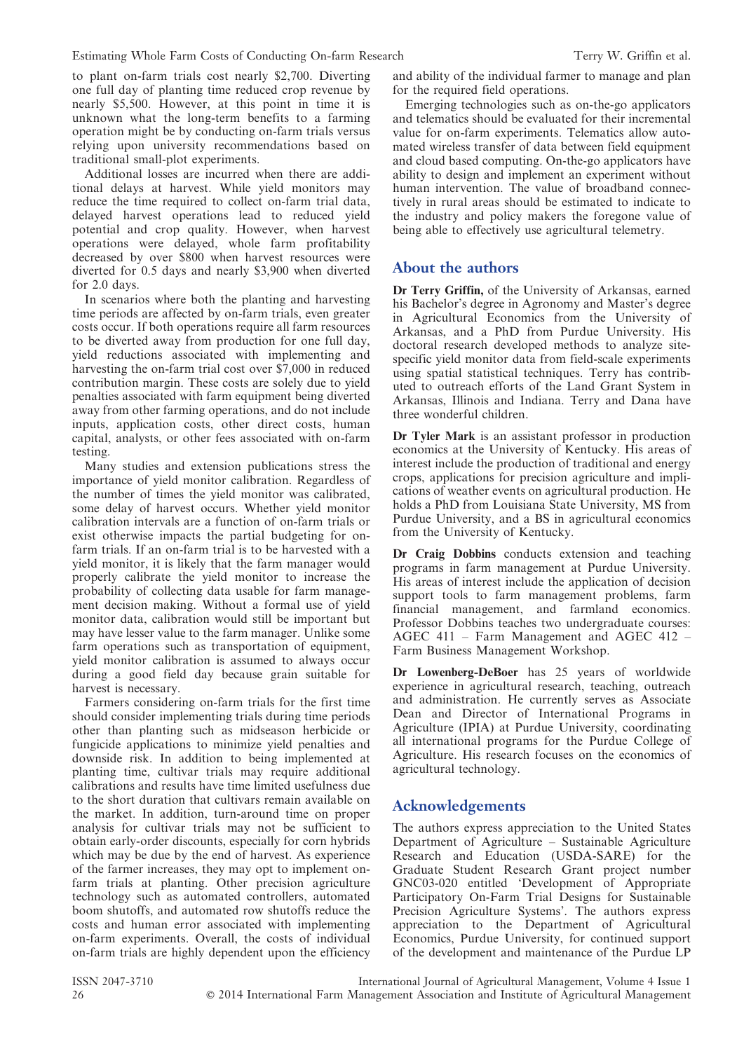to plant on-farm trials cost nearly $2,700. Diverting one full day of planting time reduced crop revenue by nearly $5,500. However, at this point in time it is unknown what the long-term benefits to a farming operation might be by conducting on-farm trials versus relying upon university recommendations based on traditional small-plot experiments.

Additional losses are incurred when there are additional delays at harvest. While yield monitors may reduce the time required to collect on-farm trial data, delayed harvest operations lead to reduced yield potential and crop quality. However, when harvest operations were delayed, whole farm profitability decreased by over $800 when harvest resources were diverted for 0.5 days and nearly $3,900 when diverted for 2.0 days.

In scenarios where both the planting and harvesting time periods are affected by on-farm trials, even greater costs occur. If both operations require all farm resources to be diverted away from production for one full day, yield reductions associated with implementing and harvesting the on-farm trial cost over $7,000 in reduced contribution margin. These costs are solely due to yield penalties associated with farm equipment being diverted away from other farming operations, and do not include inputs, application costs, other direct costs, human capital, analysts, or other fees associated with on-farm testing.

Many studies and extension publications stress the importance of yield monitor calibration. Regardless of the number of times the yield monitor was calibrated, some delay of harvest occurs. Whether yield monitor calibration intervals are a function of on-farm trials or exist otherwise impacts the partial budgeting for on-farm trials. If an on-farm trial is to be harvested with a yield monitor, it is likely that the farm manager would properly calibrate the yield monitor to increase the probability of collecting data usable for farm management decision making. Without a formal use of yield monitor data, calibration would still be important but may have lesser value to the farm manager. Unlike some farm operations such as transportation of equipment, yield monitor calibration is assumed to always occur during a good field day because grain suitable for harvest is necessary.

Farmers considering on-farm trials for the first time should consider implementing trials during time periods other than planting such as midseason herbicide or fungicide applications to minimize yield penalties and downside risk. In addition to being implemented at planting time, cultivar trials may require additional calibrations and results have time limited usefulness due to the short duration that cultivars remain available on the market. In addition, turn-around time on proper analysis for cultivar trials may not be sufficient to obtain early-order discounts, especially for corn hybrids which may be due by the end of harvest. As experience of the farmer increases, they may opt to implement on-farm trials at planting. Other precision agriculture technology such as automated controllers, automated boom shutoffs, and automated row shutoffs reduce the costs and human error associated with implementing on-farm experiments. Overall, the costs of individual on-farm trials are highly dependent upon the efficiency and ability of the individual farmer to manage and plan for the required field operations.

Emerging technologies such as on-the-go applicators and telematics should be evaluated for their incremental value for on-farm experiments. Telematics allow automated wireless transfer of data between field equipment and cloud based computing. On-the-go applicators have ability to design and implement an experiment without human intervention. The value of broadband connectively in rural areas should be estimated to indicate to the industry and policy makers the foregone value of being able to effectively use agricultural telemetry.

## About the authors

**Dr Terry Griffin,** of the University of Arkansas, earned his Bachelor's degree in Agronomy and Master's degree in Agricultural Economics from the University of Arkansas, and a PhD from Purdue University. His doctoral research developed methods to analyze site-specific yield monitor data from field-scale experiments using spatial statistical techniques. Terry has contributed to outreach efforts of the Land Grant System in Arkansas, Illinois and Indiana. Terry and Dana have three wonderful children.

**Dr Tyler Mark** is an assistant professor in production economics at the University of Kentucky. His areas of interest include the production of traditional and energy crops, applications for precision agriculture and implications of weather events on agricultural production. He holds a PhD from Louisiana State University, MS from Purdue University, and a BS in agricultural economics from the University of Kentucky.

**Dr Craig Dobbins** conducts extension and teaching programs in farm management at Purdue University. His areas of interest include the application of decision support tools to farm management problems, farm financial management, and farmland economics. Professor Dobbins teaches two undergraduate courses: AGEC 411 – Farm Management and AGEC 412 – Farm Business Management Workshop.

**Dr Lowenberg-DeBoer** has 25 years of worldwide experience in agricultural research, teaching, outreach and administration. He currently serves as Associate Dean and Director of International Programs in Agriculture (IPIA) at Purdue University, coordinating all international programs for the Purdue College of Agriculture. His research focuses on the economics of agricultural technology.

## Acknowledgements

The authors express appreciation to the United States Department of Agriculture – Sustainable Agriculture Research and Education (USDA-SARE) for the Graduate Student Research Grant project number GNC03-020 entitled 'Development of Appropriate Participatory On-Farm Trial Designs for Sustainable Precision Agriculture Systems'. The authors express appreciation to the Department of Agricultural Economics, Purdue University, for continued support of the development and maintenance of the Purdue LP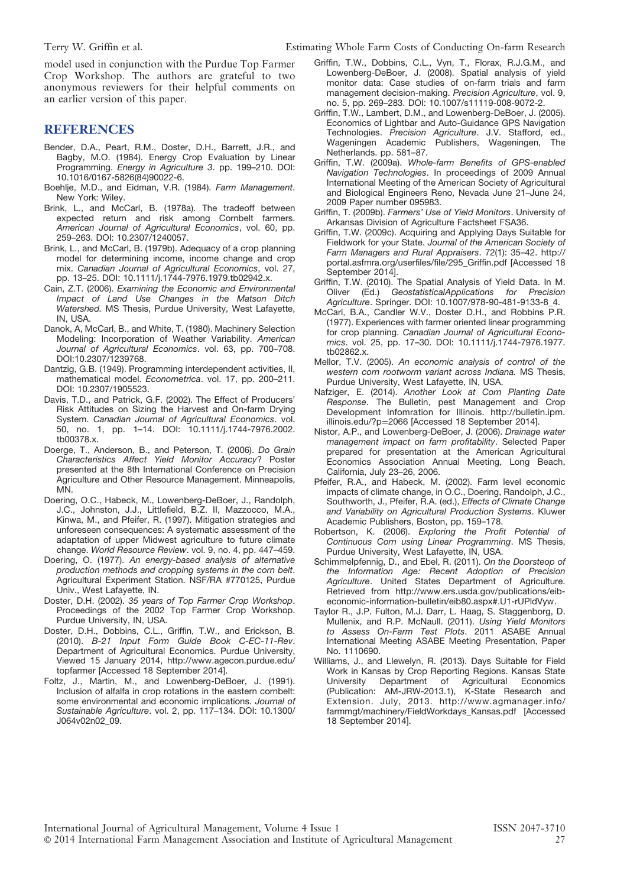model used in conjunction with the Purdue Top Farmer Crop Workshop. The authors are grateful to two anonymous reviewers for their helpful comments on an earlier version of this paper.

## REFERENCES

Bender, D.A., Peart, R.M., Doster, D.H., Barrett, J.R., and Bagby, M.O. (1984). Energy Crop Evaluation by Linear Programming. *Energy in Agriculture 3*. pp. 199–210. DOI: 10.1016/0167-5826(84)90022-6.

Boehlje, M.D., and Eidman, V.R. (1984). *Farm Management*. New York: Wiley.

Brink, L., and McCarl, B. (1978a). The tradeoff between expected return and risk among Cornbelt farmers. *American Journal of Agricultural Economics*, vol. 60, pp. 259–263. DOI: 10.2307/1240057.

Brink, L., and McCarl, B. (1979b). Adequacy of a crop planning model for determining income, income change and crop mix. *Canadian Journal of Agricultural Economics*, vol. 27, pp. 13–25. DOI: 10.1111/j.1744-7976.1979.tb02942.x.

Cain, Z.T. (2006). *Examining the Economic and Environmental Impact of Land Use Changes in the Matson Ditch Watershed.* MS Thesis, Purdue University, West Lafayette, IN, USA.

Danok, A, McCarl, B., and White, T. (1980). Machinery Selection Modeling: Incorporation of Weather Variability. *American Journal of Agricultural Economics*. vol. 63, pp. 700–708. DOI:10.2307/1239768.

Dantzig, G.B. (1949). Programming interdependent activities, II, mathematical model. *Econometrica*. vol. 17, pp. 200–211. DOI: 10.2307/1905523.

Davis, T.D., and Patrick, G.F. (2002). The Effect of Producers' Risk Attitudes on Sizing the Harvest and On-farm Drying System. *Canadian Journal of Agricultural Economics*. vol. 50, no. 1, pp. 1–14. DOI: 10.1111/j.1744-7976.2002.tb00378.x.

Doerge, T., Anderson, B., and Peterson, T. (2006). *Do Grain Characteristics Affect Yield Monitor Accuracy*? Poster presented at the 8th International Conference on Precision Agriculture and Other Resource Management. Minneapolis, MN.

Doering, O.C., Habeck, M., Lowenberg-DeBoer, J., Randolph, J.C., Johnston, J.J., Littlefield, B.Z. II, Mazzocco, M.A., Kinwa, M., and Pfeifer, R. (1997). Mitigation strategies and unforeseen consequences: A systematic assessment of the adaptation of upper Midwest agriculture to future climate change. *World Resource Review*. vol. 9, no. 4, pp. 447–459.

Doering, O. (1977). *An energy-based analysis of alternative production methods and cropping systems in the corn belt*. Agricultural Experiment Station. NSF/RA #770125, Purdue Univ., West Lafayette, IN.

Doster, D.H. (2002). *35 years of Top Farmer Crop Workshop*. Proceedings of the 2002 Top Farmer Crop Workshop. Purdue University, IN, USA.

Doster, D.H., Dobbins, C.L., Griffin, T.W., and Erickson, B. (2010). *B-21 Input Form Guide Book C-EC-11-Rev*. Department of Agricultural Economics. Purdue University, Viewed 15 January 2014, http://www.agecon.purdue.edu/topfarmer [Accessed 18 September 2014].

Foltz, J., Martin, M., and Lowenberg-DeBoer, J. (1991). Inclusion of alfalfa in crop rotations in the eastern cornbelt: some environmental and economic implications. *Journal of Sustainable Agriculture*. vol. 2, pp. 117–134. DOI: 10.1300/J064v02n02_09.

Griffin, T.W., Dobbins, C.L., Vyn, T., Florax, R.J.G.M., and Lowenberg-DeBoer, J. (2008). Spatial analysis of yield monitor data: Case studies of on-farm trials and farm management decision-making. *Precision Agriculture*, vol. 9, no. 5, pp. 269–283. DOI: 10.1007/s11119-008-9072-2.

Griffin, T.W., Lambert, D.M., and Lowenberg-DeBoer, J. (2005). Economics of Lightbar and Auto-Guidance GPS Navigation Technologies. *Precision Agriculture*. J.V. Stafford, ed., Wageningen Academic Publishers, Wageningen, The Netherlands. pp. 581–87.

Griffin, T.W. (2009a). *Whole-farm Benefits of GPS-enabled Navigation Technologies*. In proceedings of 2009 Annual International Meeting of the American Society of Agricultural and Biological Engineers Reno, Nevada June 21–June 24, 2009 Paper number 095983.

Griffin, T. (2009b). *Farmers' Use of Yield Monitors*. University of Arkansas Division of Agriculture Factsheet FSA36.

Griffin, T.W. (2009c). Acquiring and Applying Days Suitable for Fieldwork for your State. *Journal of the American Society of Farm Managers and Rural Appraisers*. 72(1): 35–42. http://portal.asfmra.org/userfiles/file/295_Griffin.pdf [Accessed 18 September 2014].

Griffin, T.W. (2010). The Spatial Analysis of Yield Data. In M. Oliver (Ed.) *GeostatisticalApplications for Precision Agriculture*. Springer. DOI: 10.1007/978-90-481-9133-8_4.

McCarl, B.A., Candler W.V., Doster D.H., and Robbins P.R. (1977). Experiences with farmer oriented linear programming for crop planning. *Canadian Journal of Agricultural Economics*. vol. 25, pp. 17–30. DOI: 10.1111/j.1744-7976.1977.tb02862.x.

Mellor, T.V. (2005). *An economic analysis of control of the western corn rootworm variant across Indiana.* MS Thesis, Purdue University, West Lafayette, IN, USA.

Nafziger, E. (2014). *Another Look at Corn Planting Date Response*. The Bulletin, pest Management and Crop Development Infomration for Illinois. http://bulletin.ipm.illinois.edu/?p=2066 [Accessed 18 September 2014].

Nistor, A.P., and Lowenberg-DeBoer, J. (2006). *Drainage water management impact on farm profitability*. Selected Paper prepared for presentation at the American Agricultural Economics Association Annual Meeting, Long Beach, California, July 23–26, 2006.

Pfeifer, R.A., and Habeck, M. (2002). Farm level economic impacts of climate change, in O.C., Doering, Randolph, J.C., Southworth, J., Pfeifer, R.A. (ed.), *Effects of Climate Change and Variability on Agricultural Production Systems*. Kluwer Academic Publishers, Boston, pp. 159–178.

Robertson, K. (2006). *Exploring the Profit Potential of Continuous Corn using Linear Programming*. MS Thesis, Purdue University, West Lafayette, IN, USA.

Schimmelpfennig, D., and Ebel, R. (2011). *On the Doorsteop of the Information Age: Recent Adoption of Precision Agriculture*. United States Department of Agriculture. Retrieved from http://www.ers.usda.gov/publications/eib-economic-information-bulletin/eib80.aspx#.U1-rUPldVyw.

Taylor R., J.P. Fulton, M.J. Darr, L. Haag, S. Staggenborg, D. Mullenix, and R.P. McNaull. (2011). *Using Yield Monitors to Assess On-Farm Test Plots*. 2011 ASABE Annual International Meeting ASABE Meeting Presentation, Paper No. 1110690.

Williams, J., and Llewelyn, R. (2013). Days Suitable for Field Work in Kansas by Crop Reporting Regions. Kansas State University Department of Agricultural Economics (Publication: AM-JRW-2013.1), K-State Research and Extension. July, 2013. http://www.agmanager.info/farmmgt/machinery/FieldWorkdays_Kansas.pdf [Accessed 18 September 2014].